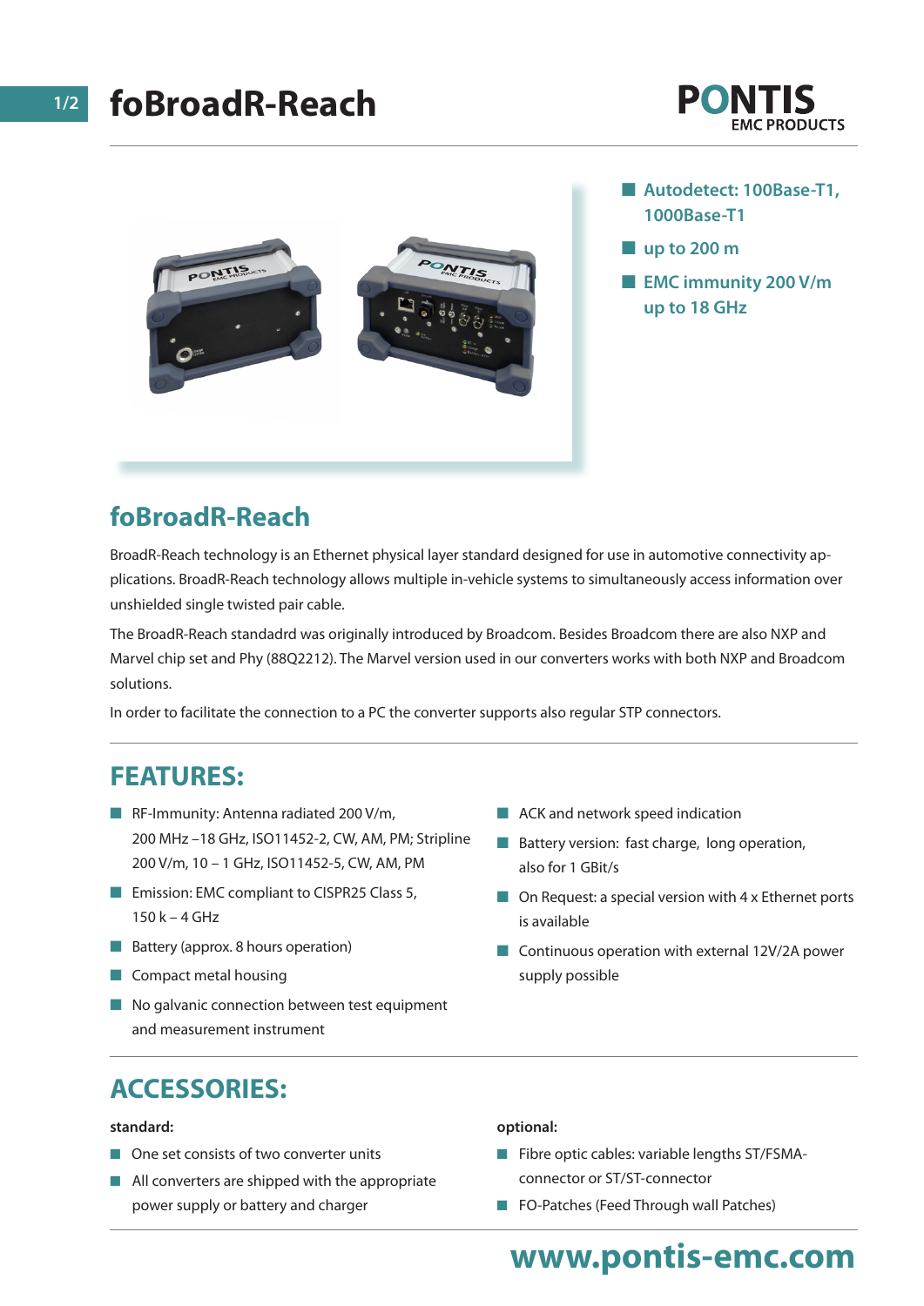# foBroadR-Reach

PONTIS EMC PRODUCTS

- Autodetect: 100Base-T1, 1000Base-T1
- up to 200 m
- EMC immunity 200 V/m up to 18 GHz

## foBroadR-Reach

BroadR-Reach technology is an Ethernet physical layer standard designed for use in automotive connectivity applications. BroadR-Reach technology allows multiple in-vehicle systems to simultaneously access information over unshielded single twisted pair cable.

The BroadR-Reach standadrd was originally introduced by Broadcom. Besides Broadcom there are also NXP and Marvel chip set and Phy (88Q2212). The Marvel version used in our converters works with both NXP and Broadcom solutions.

In order to facilitate the connection to a PC the converter supports also regular STP connectors.

## FEATURES:

- RF-Immunity: Antenna radiated 200 V/m, 200 MHz –18 GHz, ISO11452-2, CW, AM, PM; Stripline 200 V/m, 10 – 1 GHz, ISO11452-5, CW, AM, PM
- Emission: EMC compliant to CISPR25 Class 5, 150 k – 4 GHz
- Battery (approx. 8 hours operation)
- Compact metal housing
- No galvanic connection between test equipment and measurement instrument
- ACK and network speed indication
- Battery version: fast charge, long operation, also for 1 GBit/s
- On Request: a special version with 4 x Ethernet ports is available
- Continuous operation with external 12V/2A power supply possible

## ACCESSORIES:

**standard:**

- One set consists of two converter units
- All converters are shipped with the appropriate power supply or battery and charger

**optional:**

- Fibre optic cables: variable lengths ST/FSMA-connector or ST/ST-connector
- FO-Patches (Feed Through wall Patches)

www.pontis-emc.com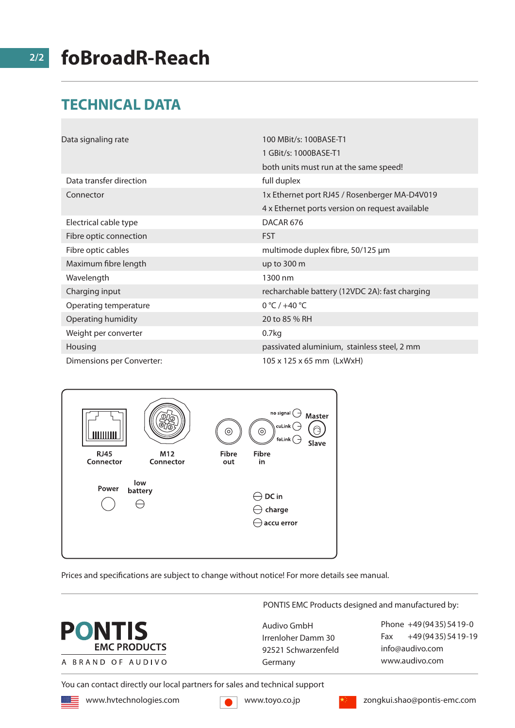# foBroadR-Reach

## TECHNICAL DATA

| | |
|---|---|
| Data signaling rate | 100 MBit/s: 100BASE-T1<br>1 GBit/s: 1000BASE-T1<br>both units must run at the same speed! |
| Data transfer direction | full duplex |
| Connector | 1x Ethernet port RJ45 / Rosenberger MA-D4V019<br>4 x Ethernet ports version on request available |
| Electrical cable type | DACAR 676 |
| Fibre optic connection | FST |
| Fibre optic cables | multimode duplex fibre, 50/125 µm |
| Maximum fibre length | up to 300 m |
| Wavelength | 1300 nm |
| Charging input | recharchable battery (12VDC 2A): fast charging |
| Operating temperature | 0 °C / +40 °C |
| Operating humidity | 20 to 85 % RH |
| Weight per converter | 0.7kg |
| Housing | passivated aluminium, stainless steel, 2 mm |
| Dimensions per Converter: | 105 x 125 x 65 mm (LxWxH) |

RJ45 Connector
M12 Connector
Fibre out
Fibre in
no signal
cuLink
foLink
Master
Slave
Power
low battery
DC in
charge
accu error

Prices and specifications are subject to change without notice! For more details see manual.

PONTIS EMC Products designed and manufactured by:

**PONTIS**
EMC PRODUCTS
A BRAND OF AUDIVO

Audivo GmbH
Irrenloher Damm 30
92521 Schwarzenfeld
Germany

Phone +49 (9435) 5419-0
Fax +49 (9435) 5419-19
info@audivo.com
www.audivo.com

You can contact directly our local partners for sales and technical support

www.hvtechnologies.com
www.toyo.co.jp
zongkui.shao@pontis-emc.com